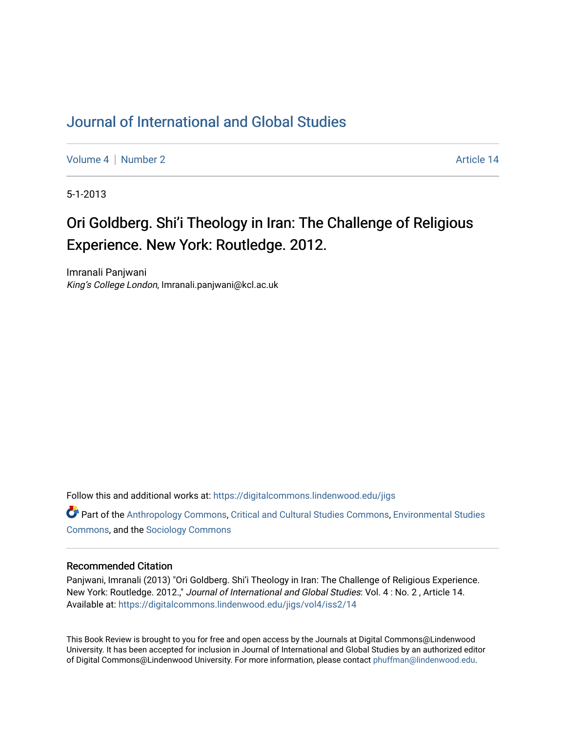# Journal of International and Global Studies

Volume 4 | Number 2 | Article 14

5-1-2013

## Ori Goldberg. Shi'i Theology in Iran: The Challenge of Religious Experience. New York: Routledge. 2012.

Imranali Panjwani
*King's College London*, Imranali.panjwani@kcl.ac.uk

Follow this and additional works at: https://digitalcommons.lindenwood.edu/jigs

Part of the Anthropology Commons, Critical and Cultural Studies Commons, Environmental Studies Commons, and the Sociology Commons

### Recommended Citation

Panjwani, Imranali (2013) "Ori Goldberg. Shi'i Theology in Iran: The Challenge of Religious Experience. New York: Routledge. 2012.," *Journal of International and Global Studies*: Vol. 4 : No. 2 , Article 14.
Available at: https://digitalcommons.lindenwood.edu/jigs/vol4/iss2/14

This Book Review is brought to you for free and open access by the Journals at Digital Commons@Lindenwood University. It has been accepted for inclusion in Journal of International and Global Studies by an authorized editor of Digital Commons@Lindenwood University. For more information, please contact phuffman@lindenwood.edu.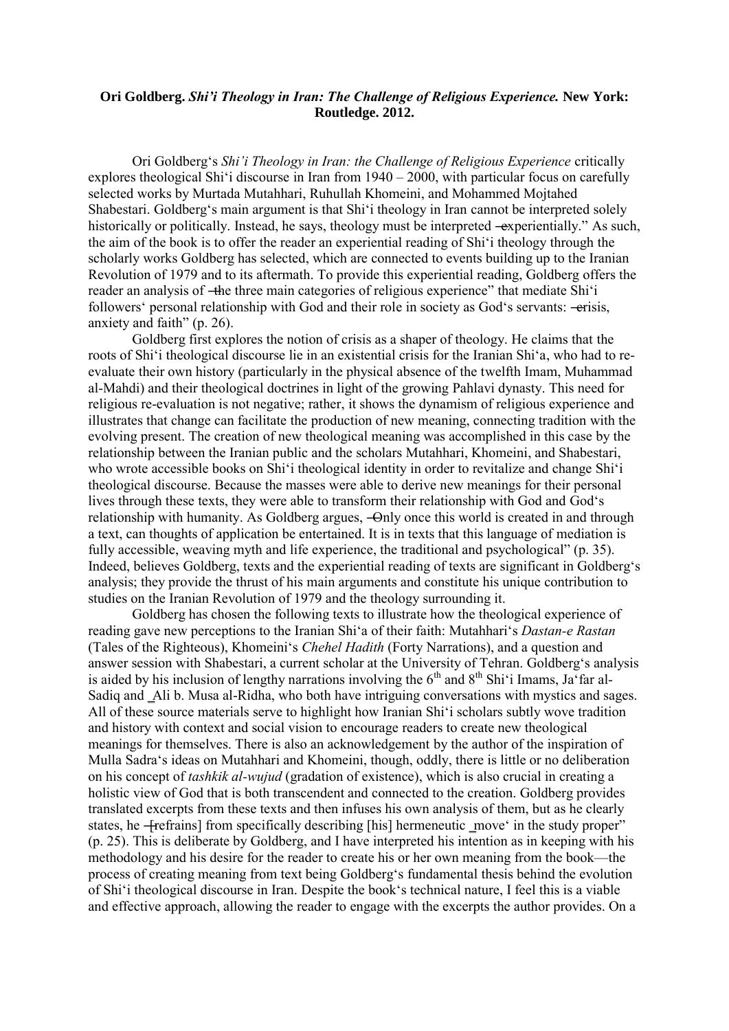**Ori Goldberg.** ***Shi'i Theology in Iran: The Challenge of Religious Experience.*** **New York: Routledge. 2012.**

Ori Goldberg's *Shi'i Theology in Iran: the Challenge of Religious Experience* critically explores theological Shi'i discourse in Iran from 1940 – 2000, with particular focus on carefully selected works by Murtada Mutahhari, Ruhullah Khomeini, and Mohammed Mojtahed Shabestari. Goldberg's main argument is that Shi'i theology in Iran cannot be interpreted solely historically or politically. Instead, he says, theology must be interpreted ―experientially." As such, the aim of the book is to offer the reader an experiential reading of Shi'i theology through the scholarly works Goldberg has selected, which are connected to events building up to the Iranian Revolution of 1979 and to its aftermath. To provide this experiential reading, Goldberg offers the reader an analysis of ―the three main categories of religious experience" that mediate Shi'i followers' personal relationship with God and their role in society as God's servants: ―crisis, anxiety and faith" (p. 26).

Goldberg first explores the notion of crisis as a shaper of theology. He claims that the roots of Shi'i theological discourse lie in an existential crisis for the Iranian Shi'a, who had to re-evaluate their own history (particularly in the physical absence of the twelfth Imam, Muhammad al-Mahdi) and their theological doctrines in light of the growing Pahlavi dynasty. This need for religious re-evaluation is not negative; rather, it shows the dynamism of religious experience and illustrates that change can facilitate the production of new meaning, connecting tradition with the evolving present. The creation of new theological meaning was accomplished in this case by the relationship between the Iranian public and the scholars Mutahhari, Khomeini, and Shabestari, who wrote accessible books on Shi'i theological identity in order to revitalize and change Shi'i theological discourse. Because the masses were able to derive new meanings for their personal lives through these texts, they were able to transform their relationship with God and God's relationship with humanity. As Goldberg argues, ―Only once this world is created in and through a text, can thoughts of application be entertained. It is in texts that this language of mediation is fully accessible, weaving myth and life experience, the traditional and psychological" (p. 35). Indeed, believes Goldberg, texts and the experiential reading of texts are significant in Goldberg's analysis; they provide the thrust of his main arguments and constitute his unique contribution to studies on the Iranian Revolution of 1979 and the theology surrounding it.

Goldberg has chosen the following texts to illustrate how the theological experience of reading gave new perceptions to the Iranian Shi'a of their faith: Mutahhari's *Dastan-e Rastan* (Tales of the Righteous), Khomeini's *Chehel Hadith* (Forty Narrations), and a question and answer session with Shabestari, a current scholar at the University of Tehran. Goldberg's analysis is aided by his inclusion of lengthy narrations involving the 6th and 8th Shi'i Imams, Ja'far al-Sadiq and ‗Ali b. Musa al-Ridha, who both have intriguing conversations with mystics and sages. All of these source materials serve to highlight how Iranian Shi'i scholars subtly wove tradition and history with context and social vision to encourage readers to create new theological meanings for themselves. There is also an acknowledgement by the author of the inspiration of Mulla Sadra's ideas on Mutahhari and Khomeini, though, oddly, there is little or no deliberation on his concept of *tashkik al-wujud* (gradation of existence), which is also crucial in creating a holistic view of God that is both transcendent and connected to the creation. Goldberg provides translated excerpts from these texts and then infuses his own analysis of them, but as he clearly states, he ―[refrains] from specifically describing [his] hermeneutic ‗move' in the study proper" (p. 25). This is deliberate by Goldberg, and I have interpreted his intention as in keeping with his methodology and his desire for the reader to create his or her own meaning from the book—the process of creating meaning from text being Goldberg's fundamental thesis behind the evolution of Shi'i theological discourse in Iran. Despite the book's technical nature, I feel this is a viable and effective approach, allowing the reader to engage with the excerpts the author provides. On a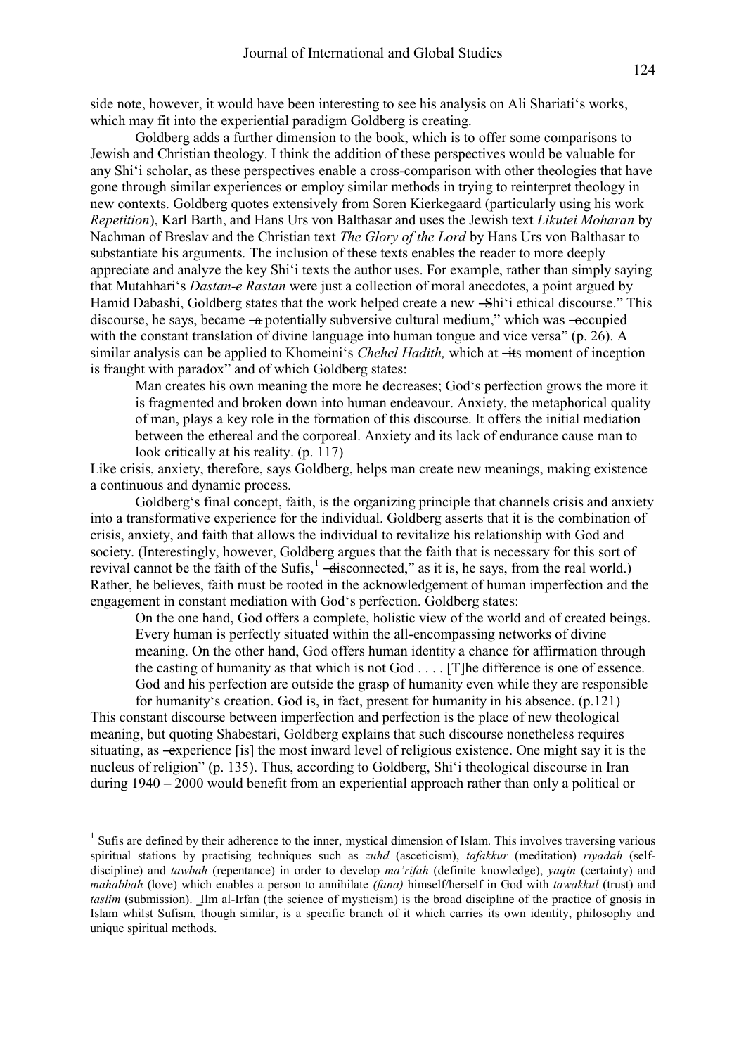side note, however, it would have been interesting to see his analysis on Ali Shariati's works, which may fit into the experiential paradigm Goldberg is creating.

Goldberg adds a further dimension to the book, which is to offer some comparisons to Jewish and Christian theology. I think the addition of these perspectives would be valuable for any Shi'i scholar, as these perspectives enable a cross-comparison with other theologies that have gone through similar experiences or employ similar methods in trying to reinterpret theology in new contexts. Goldberg quotes extensively from Soren Kierkegaard (particularly using his work *Repetition*), Karl Barth, and Hans Urs von Balthasar and uses the Jewish text *Likutei Moharan* by Nachman of Breslav and the Christian text *The Glory of the Lord* by Hans Urs von Balthasar to substantiate his arguments. The inclusion of these texts enables the reader to more deeply appreciate and analyze the key Shi'i texts the author uses. For example, rather than simply saying that Mutahhari's *Dastan-e Rastan* were just a collection of moral anecdotes, a point argued by Hamid Dabashi, Goldberg states that the work helped create a new "Shi'i ethical discourse." This discourse, he says, became "a potentially subversive cultural medium," which was "occupied with the constant translation of divine language into human tongue and vice versa" (p. 26). A similar analysis can be applied to Khomeini's *Chehel Hadith,* which at "its moment of inception is fraught with paradox" and of which Goldberg states:

> Man creates his own meaning the more he decreases; God's perfection grows the more it is fragmented and broken down into human endeavour. Anxiety, the metaphorical quality of man, plays a key role in the formation of this discourse. It offers the initial mediation between the ethereal and the corporeal. Anxiety and its lack of endurance cause man to look critically at his reality. (p. 117)

Like crisis, anxiety, therefore, says Goldberg, helps man create new meanings, making existence a continuous and dynamic process.

Goldberg's final concept, faith, is the organizing principle that channels crisis and anxiety into a transformative experience for the individual. Goldberg asserts that it is the combination of crisis, anxiety, and faith that allows the individual to revitalize his relationship with God and society. (Interestingly, however, Goldberg argues that the faith that is necessary for this sort of revival cannot be the faith of the Sufis,[1] "disconnected," as it is, he says, from the real world.) Rather, he believes, faith must be rooted in the acknowledgement of human imperfection and the engagement in constant mediation with God's perfection. Goldberg states:

> On the one hand, God offers a complete, holistic view of the world and of created beings. Every human is perfectly situated within the all-encompassing networks of divine meaning. On the other hand, God offers human identity a chance for affirmation through the casting of humanity as that which is not God . . . . [T]he difference is one of essence. God and his perfection are outside the grasp of humanity even while they are responsible for humanity's creation. God is, in fact, present for humanity in his absence. (p.121)

This constant discourse between imperfection and perfection is the place of new theological meaning, but quoting Shabestari, Goldberg explains that such discourse nonetheless requires situating, as "experience [is] the most inward level of religious existence. One might say it is the nucleus of religion" (p. 135). Thus, according to Goldberg, Shi'i theological discourse in Iran during 1940 – 2000 would benefit from an experiential approach rather than only a political or

---

[1] Sufis are defined by their adherence to the inner, mystical dimension of Islam. This involves traversing various spiritual stations by practising techniques such as *zuhd* (asceticism), *tafakkur* (meditation) *riyadah* (self-discipline) and *tawbah* (repentance) in order to develop *ma'rifah* (definite knowledge), *yaqin* (certainty) and *mahabbah* (love) which enables a person to annihilate *(fana)* himself/herself in God with *tawakkul* (trust) and *taslim* (submission). 'Ilm al-Irfan (the science of mysticism) is the broad discipline of the practice of gnosis in Islam whilst Sufism, though similar, is a specific branch of it which carries its own identity, philosophy and unique spiritual methods.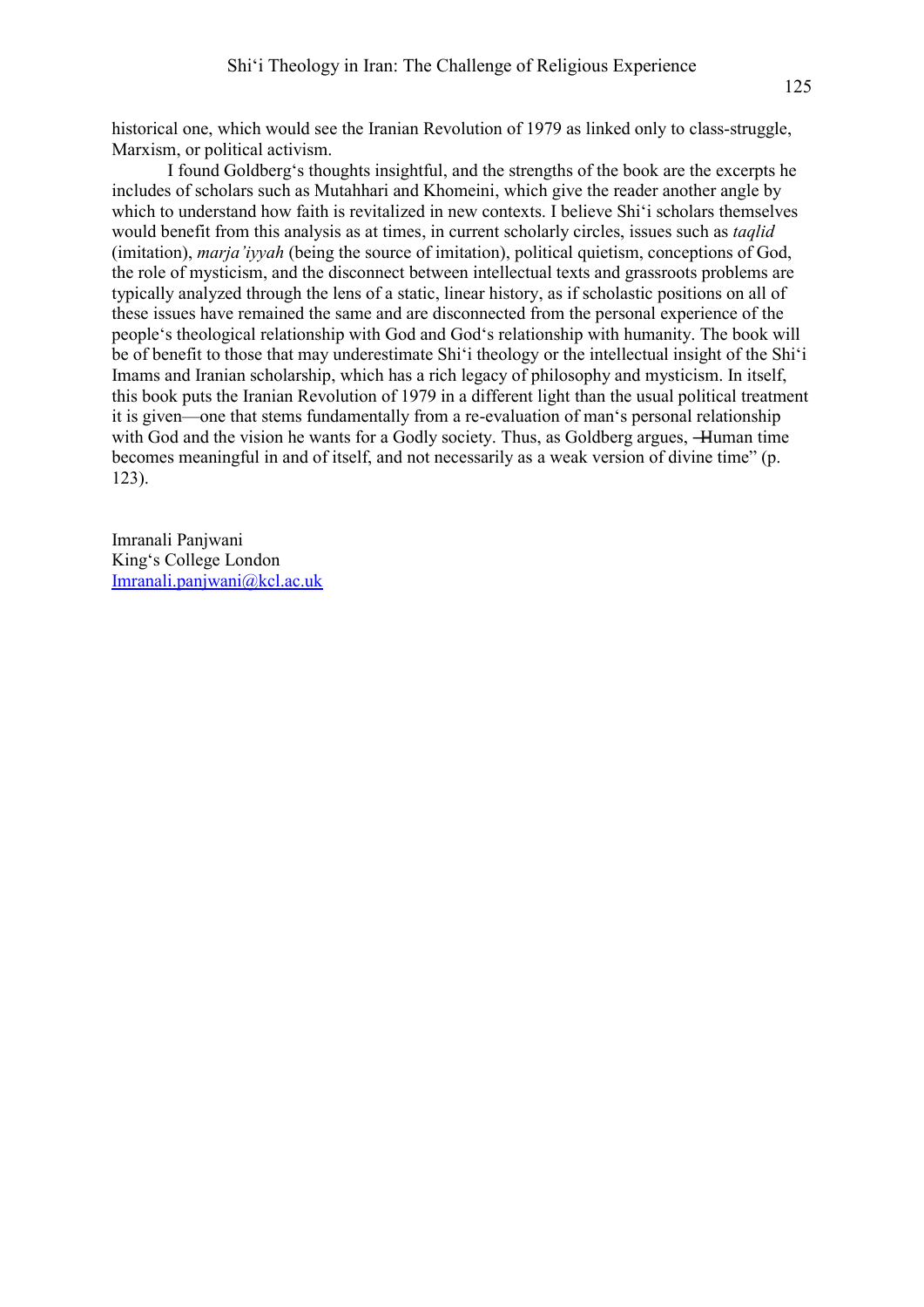historical one, which would see the Iranian Revolution of 1979 as linked only to class-struggle, Marxism, or political activism.

I found Goldberg's thoughts insightful, and the strengths of the book are the excerpts he includes of scholars such as Mutahhari and Khomeini, which give the reader another angle by which to understand how faith is revitalized in new contexts. I believe Shi'i scholars themselves would benefit from this analysis as at times, in current scholarly circles, issues such as *taqlid* (imitation), *marja'iyyah* (being the source of imitation), political quietism, conceptions of God, the role of mysticism, and the disconnect between intellectual texts and grassroots problems are typically analyzed through the lens of a static, linear history, as if scholastic positions on all of these issues have remained the same and are disconnected from the personal experience of the people's theological relationship with God and God's relationship with humanity. The book will be of benefit to those that may underestimate Shi'i theology or the intellectual insight of the Shi'i Imams and Iranian scholarship, which has a rich legacy of philosophy and mysticism. In itself, this book puts the Iranian Revolution of 1979 in a different light than the usual political treatment it is given—one that stems fundamentally from a re-evaluation of man's personal relationship with God and the vision he wants for a Godly society. Thus, as Goldberg argues, "Human time becomes meaningful in and of itself, and not necessarily as a weak version of divine time" (p. 123).

Imranali Panjwani
King's College London
Imranali.panjwani@kcl.ac.uk